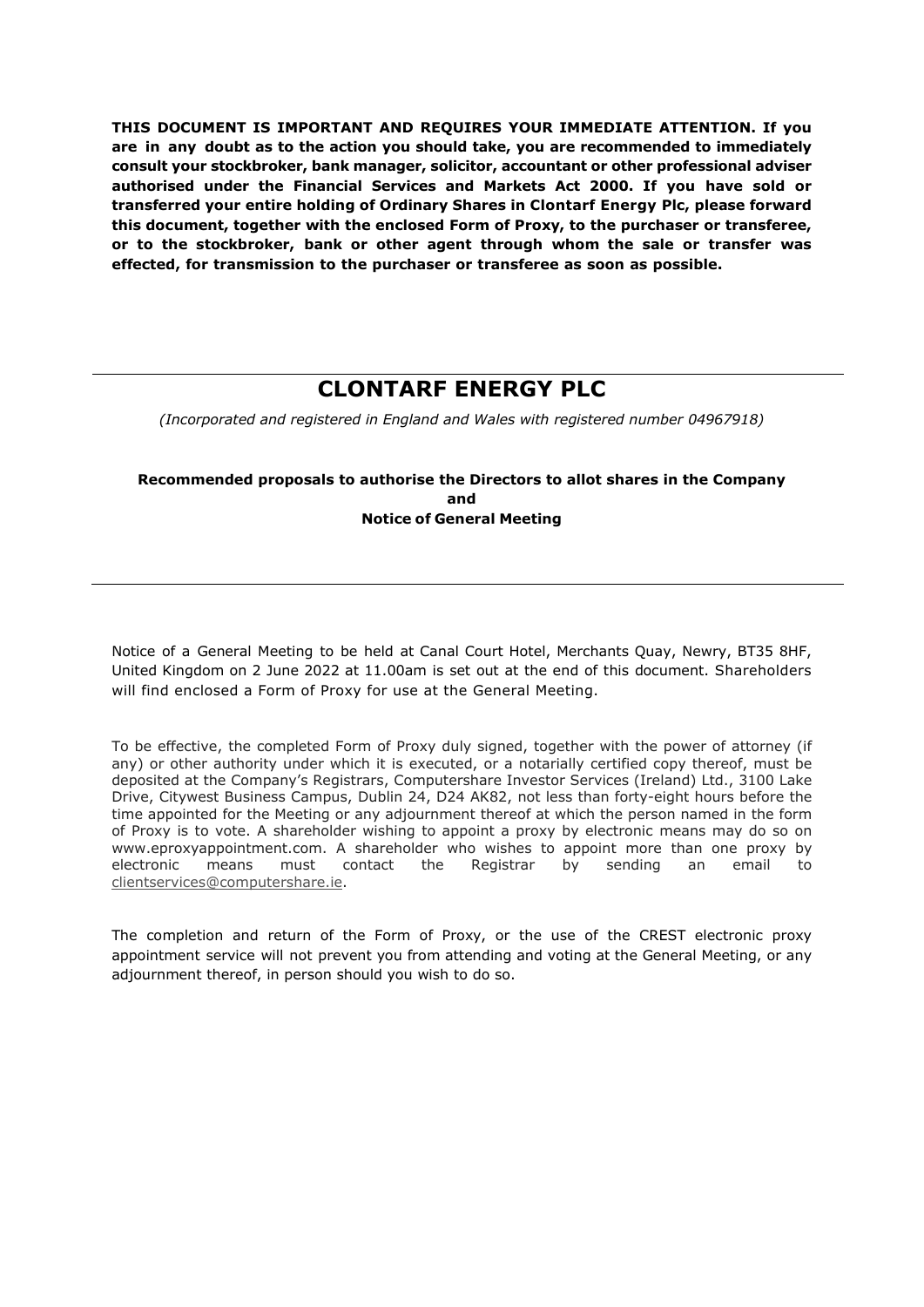**THIS DOCUMENT IS IMPORTANT AND REQUIRES YOUR IMMEDIATE ATTENTION. If you are in any doubt as to the action you should take, you are recommended to immediately consult your stockbroker, bank manager, solicitor, accountant or other professional adviser authorised under the Financial Services and Markets Act 2000. If you have sold or transferred your entire holding of Ordinary Shares in Clontarf Energy Plc, please forward this document, together with the enclosed Form of Proxy, to the purchaser or transferee, or to the stockbroker, bank or other agent through whom the sale or transfer was effected, for transmission to the purchaser or transferee as soon as possible.**

---

# CLONTARF ENERGY PLC

*(Incorporated and registered in England and Wales with registered number 04967918)*

**Recommended proposals to authorise the Directors to allot shares in the Company**
**and**
**Notice of General Meeting**

---

Notice of a General Meeting to be held at Canal Court Hotel, Merchants Quay, Newry, BT35 8HF, United Kingdom on 2 June 2022 at 11.00am is set out at the end of this document. Shareholders will find enclosed a Form of Proxy for use at the General Meeting.

To be effective, the completed Form of Proxy duly signed, together with the power of attorney (if any) or other authority under which it is executed, or a notarially certified copy thereof, must be deposited at the Company's Registrars, Computershare Investor Services (Ireland) Ltd., 3100 Lake Drive, Citywest Business Campus, Dublin 24, D24 AK82, not less than forty-eight hours before the time appointed for the Meeting or any adjournment thereof at which the person named in the form of Proxy is to vote. A shareholder wishing to appoint a proxy by electronic means may do so on www.eproxyappointment.com. A shareholder who wishes to appoint more than one proxy by electronic means must contact the Registrar by sending an email to clientservices@computershare.ie.

The completion and return of the Form of Proxy, or the use of the CREST electronic proxy appointment service will not prevent you from attending and voting at the General Meeting, or any adjournment thereof, in person should you wish to do so.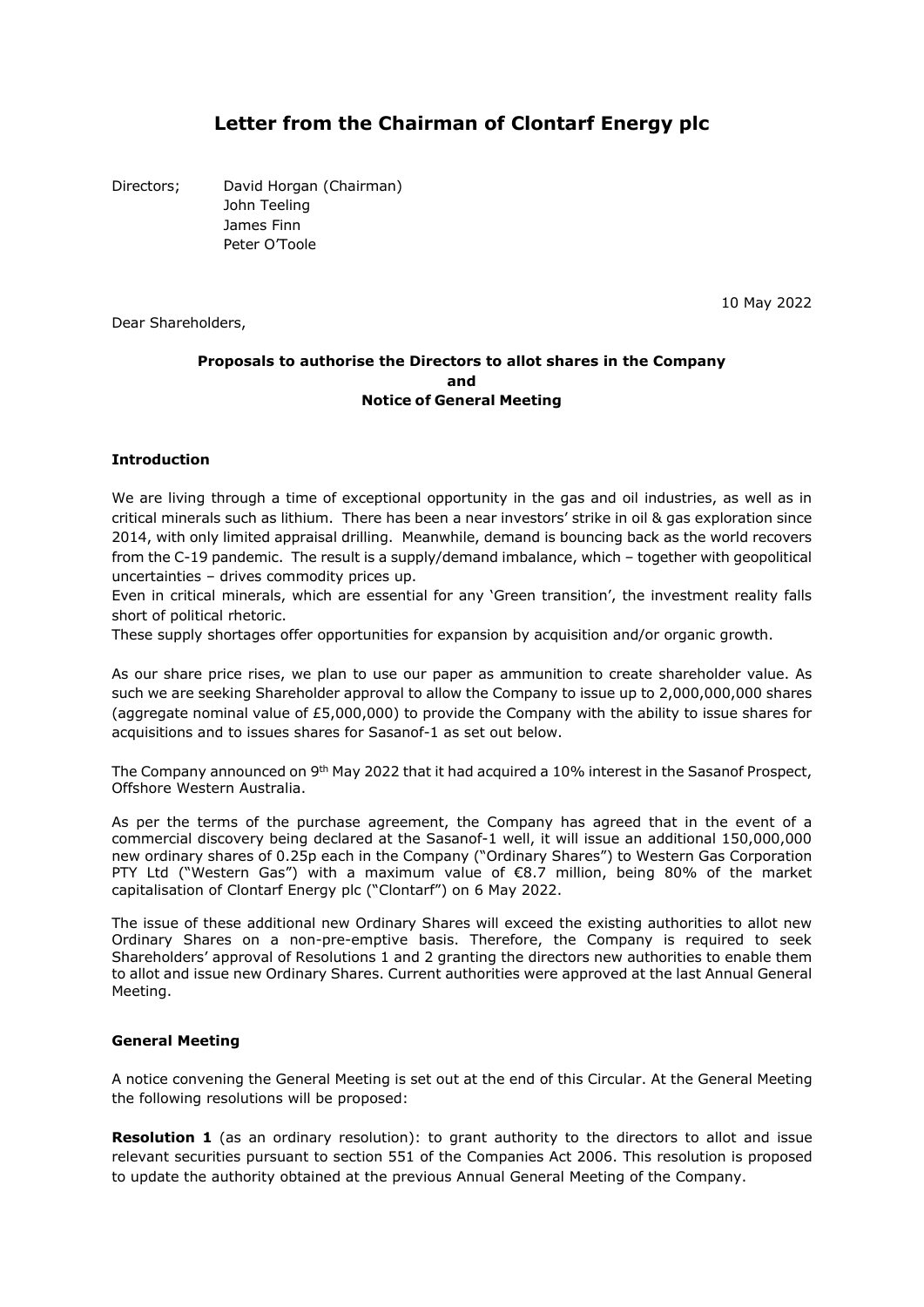# Letter from the Chairman of Clontarf Energy plc

Directors; David Horgan (Chairman)
John Teeling
James Finn
Peter O'Toole

10 May 2022

Dear Shareholders,

**Proposals to authorise the Directors to allot shares in the Company**
**and**
**Notice of General Meeting**

**Introduction**

We are living through a time of exceptional opportunity in the gas and oil industries, as well as in critical minerals such as lithium. There has been a near investors' strike in oil & gas exploration since 2014, with only limited appraisal drilling. Meanwhile, demand is bouncing back as the world recovers from the C-19 pandemic. The result is a supply/demand imbalance, which – together with geopolitical uncertainties – drives commodity prices up.

Even in critical minerals, which are essential for any 'Green transition', the investment reality falls short of political rhetoric.

These supply shortages offer opportunities for expansion by acquisition and/or organic growth.

As our share price rises, we plan to use our paper as ammunition to create shareholder value. As such we are seeking Shareholder approval to allow the Company to issue up to 2,000,000,000 shares (aggregate nominal value of £5,000,000) to provide the Company with the ability to issue shares for acquisitions and to issues shares for Sasanof-1 as set out below.

The Company announced on 9th May 2022 that it had acquired a 10% interest in the Sasanof Prospect, Offshore Western Australia.

As per the terms of the purchase agreement, the Company has agreed that in the event of a commercial discovery being declared at the Sasanof-1 well, it will issue an additional 150,000,000 new ordinary shares of 0.25p each in the Company ("Ordinary Shares") to Western Gas Corporation PTY Ltd ("Western Gas") with a maximum value of €8.7 million, being 80% of the market capitalisation of Clontarf Energy plc ("Clontarf") on 6 May 2022.

The issue of these additional new Ordinary Shares will exceed the existing authorities to allot new Ordinary Shares on a non-pre-emptive basis. Therefore, the Company is required to seek Shareholders' approval of Resolutions 1 and 2 granting the directors new authorities to enable them to allot and issue new Ordinary Shares. Current authorities were approved at the last Annual General Meeting.

**General Meeting**

A notice convening the General Meeting is set out at the end of this Circular. At the General Meeting the following resolutions will be proposed:

**Resolution 1** (as an ordinary resolution): to grant authority to the directors to allot and issue relevant securities pursuant to section 551 of the Companies Act 2006. This resolution is proposed to update the authority obtained at the previous Annual General Meeting of the Company.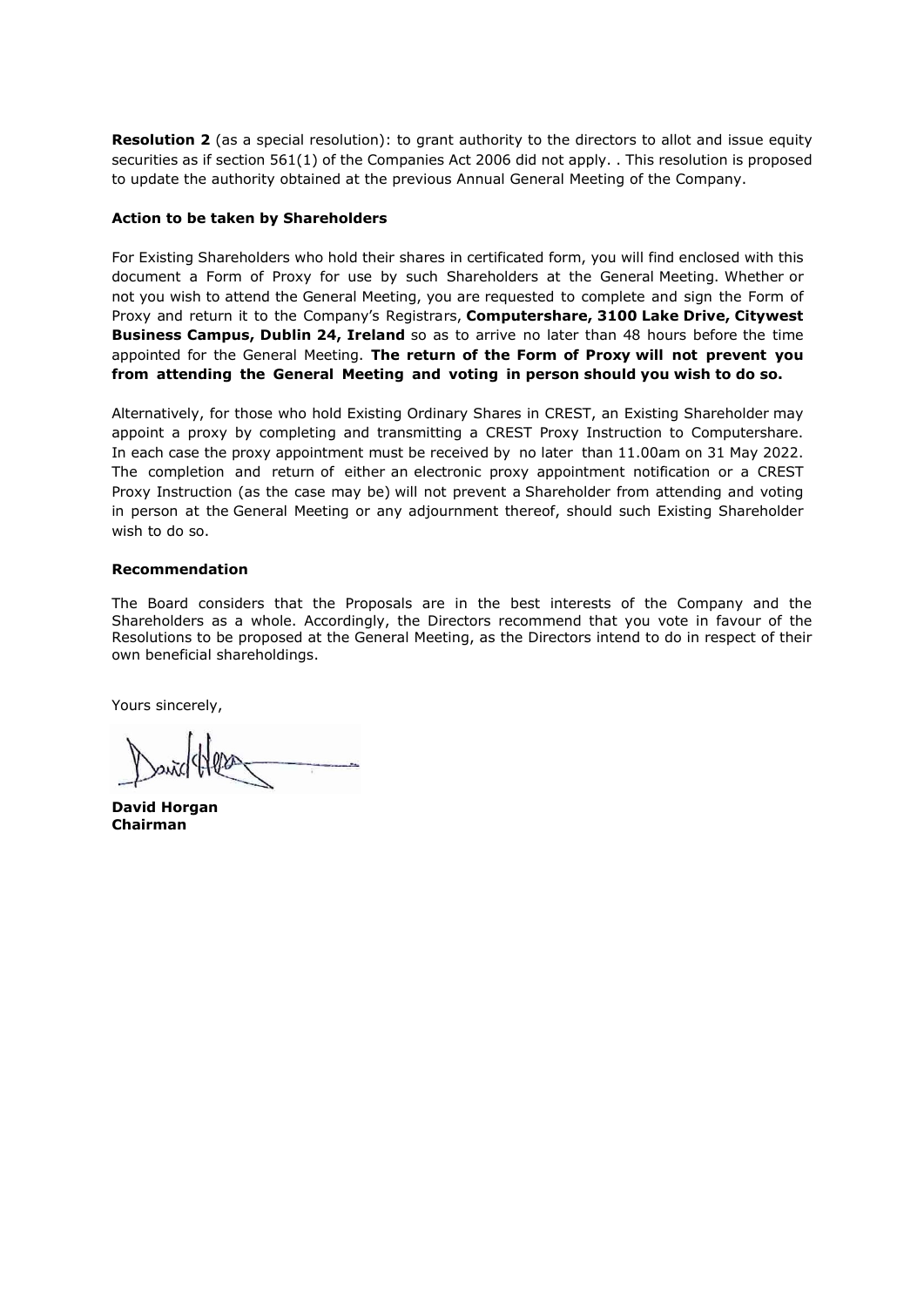**Resolution 2** (as a special resolution): to grant authority to the directors to allot and issue equity securities as if section 561(1) of the Companies Act 2006 did not apply. . This resolution is proposed to update the authority obtained at the previous Annual General Meeting of the Company.

**Action to be taken by Shareholders**

For Existing Shareholders who hold their shares in certificated form, you will find enclosed with this document a Form of Proxy for use by such Shareholders at the General Meeting. Whether or not you wish to attend the General Meeting, you are requested to complete and sign the Form of Proxy and return it to the Company's Registrars, **Computershare, 3100 Lake Drive, Citywest Business Campus, Dublin 24, Ireland** so as to arrive no later than 48 hours before the time appointed for the General Meeting. **The return of the Form of Proxy will not prevent you from attending the General Meeting and voting in person should you wish to do so.**

Alternatively, for those who hold Existing Ordinary Shares in CREST, an Existing Shareholder may appoint a proxy by completing and transmitting a CREST Proxy Instruction to Computershare. In each case the proxy appointment must be received by no later than 11.00am on 31 May 2022. The completion and return of either an electronic proxy appointment notification or a CREST Proxy Instruction (as the case may be) will not prevent a Shareholder from attending and voting in person at the General Meeting or any adjournment thereof, should such Existing Shareholder wish to do so.

**Recommendation**

The Board considers that the Proposals are in the best interests of the Company and the Shareholders as a whole. Accordingly, the Directors recommend that you vote in favour of the Resolutions to be proposed at the General Meeting, as the Directors intend to do in respect of their own beneficial shareholdings.

Yours sincerely,

**David Horgan**
**Chairman**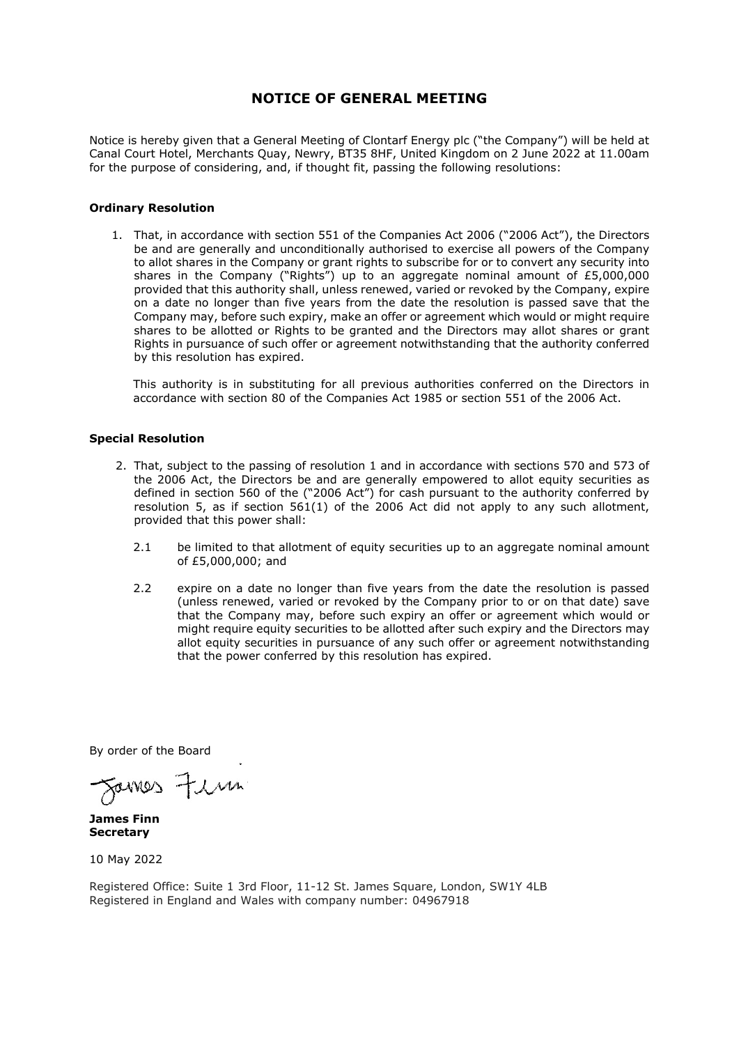# NOTICE OF GENERAL MEETING

Notice is hereby given that a General Meeting of Clontarf Energy plc ("the Company") will be held at Canal Court Hotel, Merchants Quay, Newry, BT35 8HF, United Kingdom on 2 June 2022 at 11.00am for the purpose of considering, and, if thought fit, passing the following resolutions:

### Ordinary Resolution

1. That, in accordance with section 551 of the Companies Act 2006 ("2006 Act"), the Directors be and are generally and unconditionally authorised to exercise all powers of the Company to allot shares in the Company or grant rights to subscribe for or to convert any security into shares in the Company ("Rights") up to an aggregate nominal amount of £5,000,000 provided that this authority shall, unless renewed, varied or revoked by the Company, expire on a date no longer than five years from the date the resolution is passed save that the Company may, before such expiry, make an offer or agreement which would or might require shares to be allotted or Rights to be granted and the Directors may allot shares or grant Rights in pursuance of such offer or agreement notwithstanding that the authority conferred by this resolution has expired.

   This authority is in substituting for all previous authorities conferred on the Directors in accordance with section 80 of the Companies Act 1985 or section 551 of the 2006 Act.

### Special Resolution

2. That, subject to the passing of resolution 1 and in accordance with sections 570 and 573 of the 2006 Act, the Directors be and are generally empowered to allot equity securities as defined in section 560 of the ("2006 Act") for cash pursuant to the authority conferred by resolution 5, as if section 561(1) of the 2006 Act did not apply to any such allotment, provided that this power shall:

   2.1 be limited to that allotment of equity securities up to an aggregate nominal amount of £5,000,000; and

   2.2 expire on a date no longer than five years from the date the resolution is passed (unless renewed, varied or revoked by the Company prior to or on that date) save that the Company may, before such expiry an offer or agreement which would or might require equity securities to be allotted after such expiry and the Directors may allot equity securities in pursuance of any such offer or agreement notwithstanding that the power conferred by this resolution has expired.

By order of the Board

James Finn

**James Finn**
**Secretary**

10 May 2022

Registered Office: Suite 1 3rd Floor, 11-12 St. James Square, London, SW1Y 4LB
Registered in England and Wales with company number: 04967918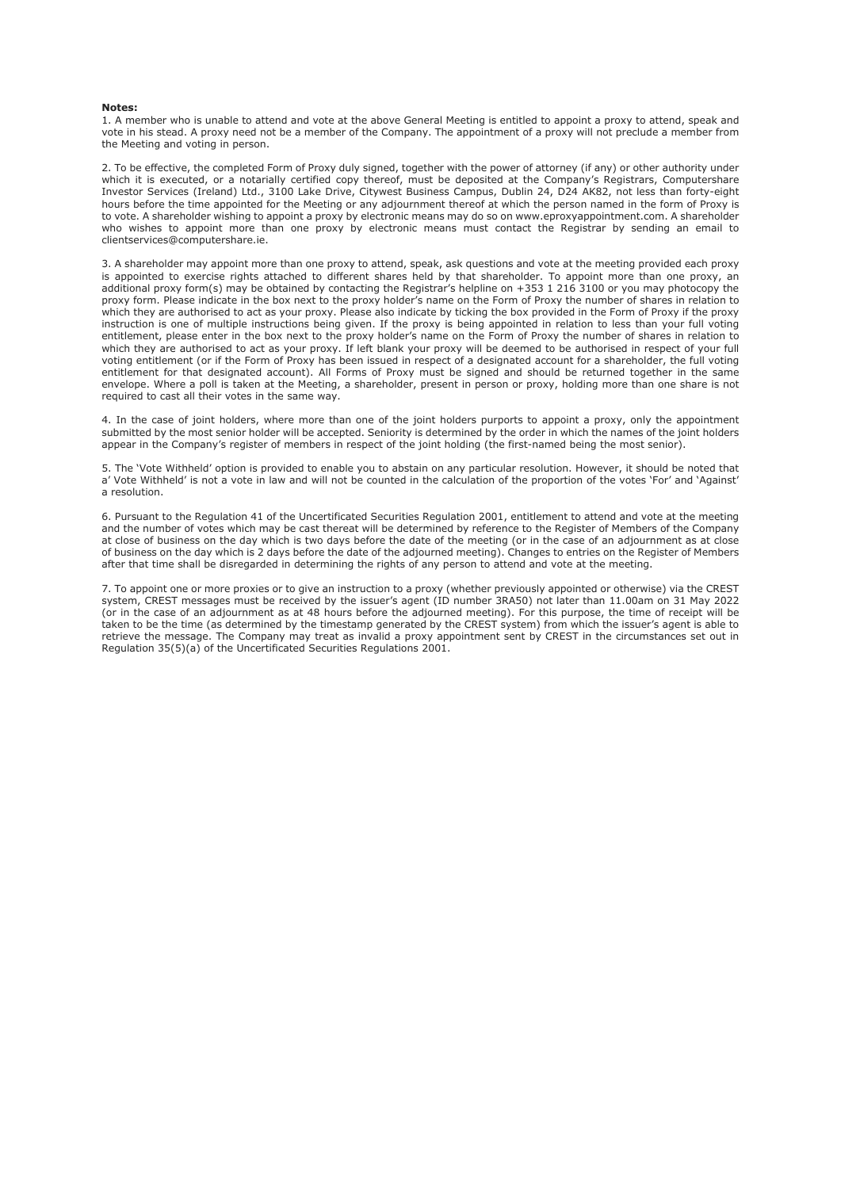**Notes:**

1. A member who is unable to attend and vote at the above General Meeting is entitled to appoint a proxy to attend, speak and vote in his stead. A proxy need not be a member of the Company. The appointment of a proxy will not preclude a member from the Meeting and voting in person.

2. To be effective, the completed Form of Proxy duly signed, together with the power of attorney (if any) or other authority under which it is executed, or a notarially certified copy thereof, must be deposited at the Company's Registrars, Computershare Investor Services (Ireland) Ltd., 3100 Lake Drive, Citywest Business Campus, Dublin 24, D24 AK82, not less than forty-eight hours before the time appointed for the Meeting or any adjournment thereof at which the person named in the form of Proxy is to vote. A shareholder wishing to appoint a proxy by electronic means may do so on www.eproxyappointment.com. A shareholder who wishes to appoint more than one proxy by electronic means must contact the Registrar by sending an email to clientservices@computershare.ie.

3. A shareholder may appoint more than one proxy to attend, speak, ask questions and vote at the meeting provided each proxy is appointed to exercise rights attached to different shares held by that shareholder. To appoint more than one proxy, an additional proxy form(s) may be obtained by contacting the Registrar's helpline on +353 1 216 3100 or you may photocopy the proxy form. Please indicate in the box next to the proxy holder's name on the Form of Proxy the number of shares in relation to which they are authorised to act as your proxy. Please also indicate by ticking the box provided in the Form of Proxy if the proxy instruction is one of multiple instructions being given. If the proxy is being appointed in relation to less than your full voting entitlement, please enter in the box next to the proxy holder's name on the Form of Proxy the number of shares in relation to which they are authorised to act as your proxy. If left blank your proxy will be deemed to be authorised in respect of your full voting entitlement (or if the Form of Proxy has been issued in respect of a designated account for a shareholder, the full voting entitlement for that designated account). All Forms of Proxy must be signed and should be returned together in the same envelope. Where a poll is taken at the Meeting, a shareholder, present in person or proxy, holding more than one share is not required to cast all their votes in the same way.

4. In the case of joint holders, where more than one of the joint holders purports to appoint a proxy, only the appointment submitted by the most senior holder will be accepted. Seniority is determined by the order in which the names of the joint holders appear in the Company's register of members in respect of the joint holding (the first-named being the most senior).

5. The 'Vote Withheld' option is provided to enable you to abstain on any particular resolution. However, it should be noted that a' Vote Withheld' is not a vote in law and will not be counted in the calculation of the proportion of the votes 'For' and 'Against' a resolution.

6. Pursuant to the Regulation 41 of the Uncertificated Securities Regulation 2001, entitlement to attend and vote at the meeting and the number of votes which may be cast thereat will be determined by reference to the Register of Members of the Company at close of business on the day which is two days before the date of the meeting (or in the case of an adjournment as at close of business on the day which is 2 days before the date of the adjourned meeting). Changes to entries on the Register of Members after that time shall be disregarded in determining the rights of any person to attend and vote at the meeting.

7. To appoint one or more proxies or to give an instruction to a proxy (whether previously appointed or otherwise) via the CREST system, CREST messages must be received by the issuer's agent (ID number 3RA50) not later than 11.00am on 31 May 2022 (or in the case of an adjournment as at 48 hours before the adjourned meeting). For this purpose, the time of receipt will be taken to be the time (as determined by the timestamp generated by the CREST system) from which the issuer's agent is able to retrieve the message. The Company may treat as invalid a proxy appointment sent by CREST in the circumstances set out in Regulation 35(5)(a) of the Uncertificated Securities Regulations 2001.